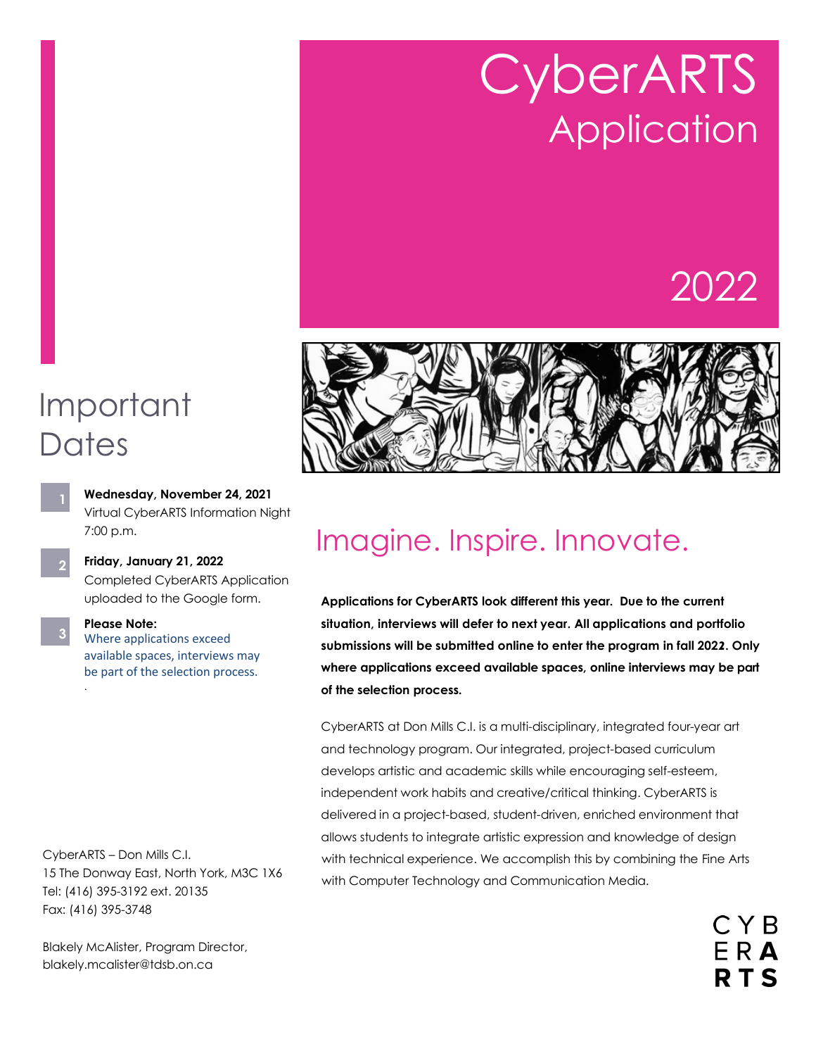# CyberARTS Application

# 2022

## Imagine. Inspire. Innovate.

**Applications for CyberARTS look different this year. Due to the current situation, interviews will defer to next year. All applications and portfolio submissions will be submitted online to enter the program in fall 2022. Only where applications exceed available spaces, online interviews may be part of the selection process.**

CyberARTS at Don Mills C.I. is a multi-disciplinary, integrated four-year art and technology program. Our integrated, project-based curriculum develops artistic and academic skills while encouraging self-esteem, independent work habits and creative/critical thinking. CyberARTS is delivered in a project-based, student-driven, enriched environment that allows students to integrate artistic expression and knowledge of design with technical experience. We accomplish this by combining the Fine Arts with Computer Technology and Communication Media.

## Important Dates

1. **Wednesday, November 24, 2021**
   Virtual CyberARTS Information Night
   7:00 p.m.

2. **Friday, January 21, 2022**
   Completed CyberARTS Application uploaded to the Google form.

3. **Please Note:**
   Where applications exceed available spaces, interviews may be part of the selection process.

CyberARTS – Don Mills C.I.
15 The Donway East, North York, M3C 1X6
Tel: (416) 395-3192 ext. 20135
Fax: (416) 395-3748

Blakely McAlister, Program Director,
blakely.mcalister@tdsb.on.ca

CYBERARTS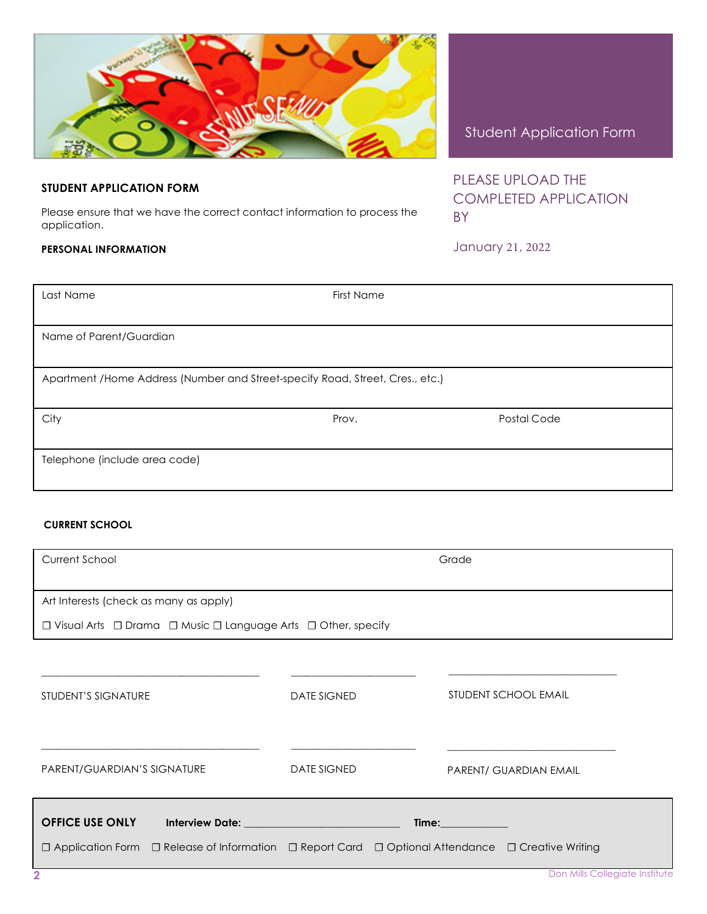Student Application Form

## STUDENT APPLICATION FORM

Please ensure that we have the correct contact information to process the application.

PLEASE UPLOAD THE COMPLETED APPLICATION BY

January 21, 2022

### PERSONAL INFORMATION

| Last Name | First Name | |
|---|---|---|
| Name of Parent/Guardian | | |
| Apartment /Home Address (Number and Street-specify Road, Street, Cres., etc.) | | |
| City | Prov. | Postal Code |
| Telephone (include area code) | | |

### CURRENT SCHOOL

| Current School | Grade |
|---|---|
| Art Interests (check as many as apply)<br>☐ Visual Arts ☐ Drama ☐ Music ☐ Language Arts ☐ Other, specify | |

| ________________________ | ________________ | ________________________ |
|---|---|---|
| STUDENT'S SIGNATURE | DATE SIGNED | STUDENT SCHOOL EMAIL |
| ________________________ | ________________ | ________________________ |
| PARENT/GUARDIAN'S SIGNATURE | DATE SIGNED | PARENT/ GUARDIAN EMAIL |

**OFFICE USE ONLY** **Interview Date:** ______________________ **Time:**__________

☐ Application Form ☐ Release of Information ☐ Report Card ☐ Optional Attendance ☐ Creative Writing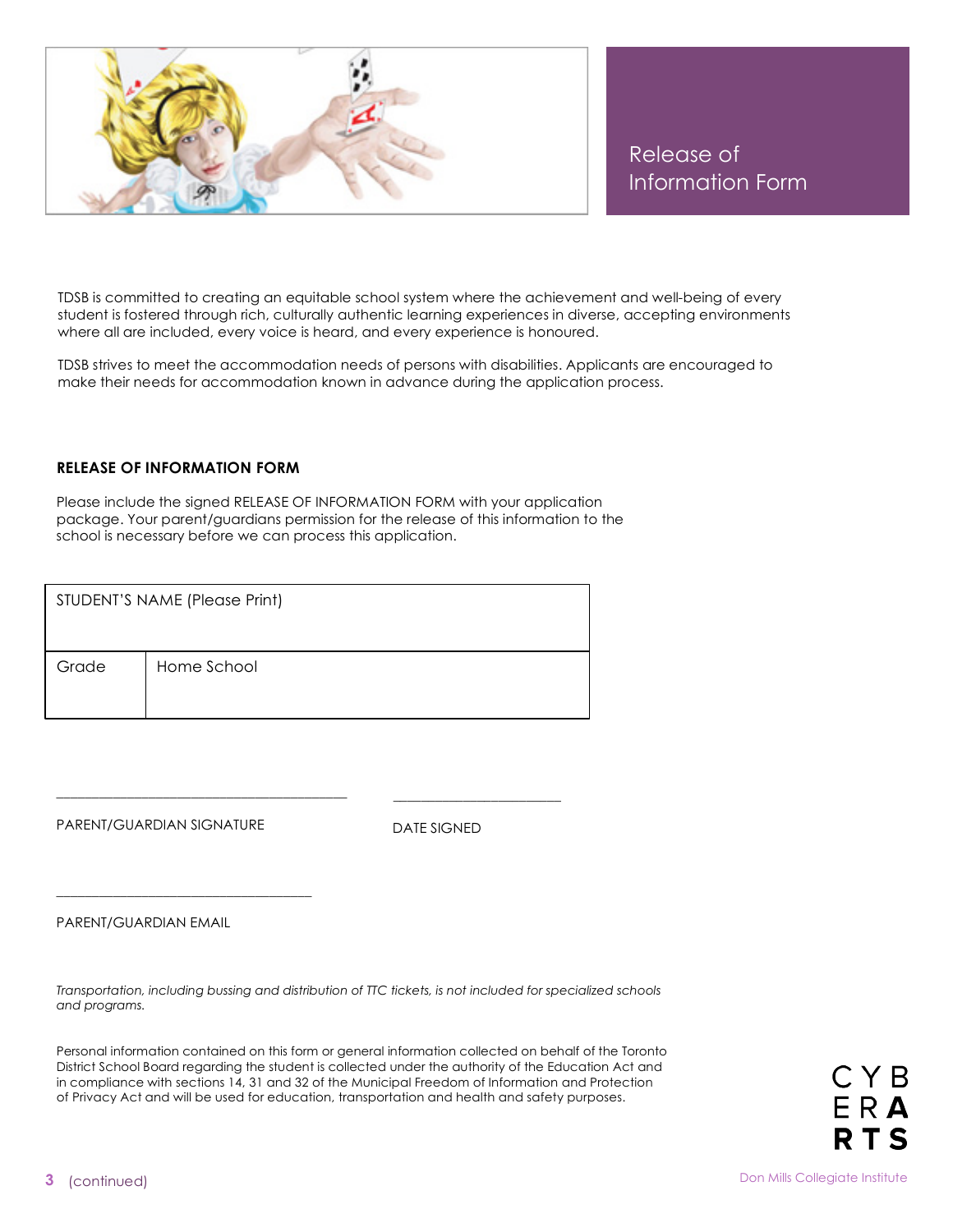Release of Information Form

TDSB is committed to creating an equitable school system where the achievement and well-being of every student is fostered through rich, culturally authentic learning experiences in diverse, accepting environments where all are included, every voice is heard, and every experience is honoured.

TDSB strives to meet the accommodation needs of persons with disabilities. Applicants are encouraged to make their needs for accommodation known in advance during the application process.

## RELEASE OF INFORMATION FORM

Please include the signed RELEASE OF INFORMATION FORM with your application package. Your parent/guardians permission for the release of this information to the school is necessary before we can process this application.

| | |
|---|---|
| STUDENT'S NAME (Please Print) | |
| Grade | Home School |

\_\_\_\_\_\_\_\_\_\_\_\_\_\_\_\_\_\_\_\_\_\_\_\_\_\_\_\_\_\_\_\_\_\_\_\_\_\_\_\_

PARENT/GUARDIAN SIGNATURE

\_\_\_\_\_\_\_\_\_\_\_\_\_\_\_\_\_\_\_\_\_\_\_\_

DATE SIGNED

\_\_\_\_\_\_\_\_\_\_\_\_\_\_\_\_\_\_\_\_\_\_\_\_\_\_\_\_\_\_\_\_\_\_\_\_\_\_\_\_

PARENT/GUARDIAN EMAIL

*Transportation, including bussing and distribution of TTC tickets, is not included for specialized schools and programs.*

Personal information contained on this form or general information collected on behalf of the Toronto District School Board regarding the student is collected under the authority of the Education Act and in compliance with sections 14, 31 and 32 of the Municipal Freedom of Information and Protection of Privacy Act and will be used for education, transportation and health and safety purposes.

(continued)

CYBERARTS

Don Mills Collegiate Institute